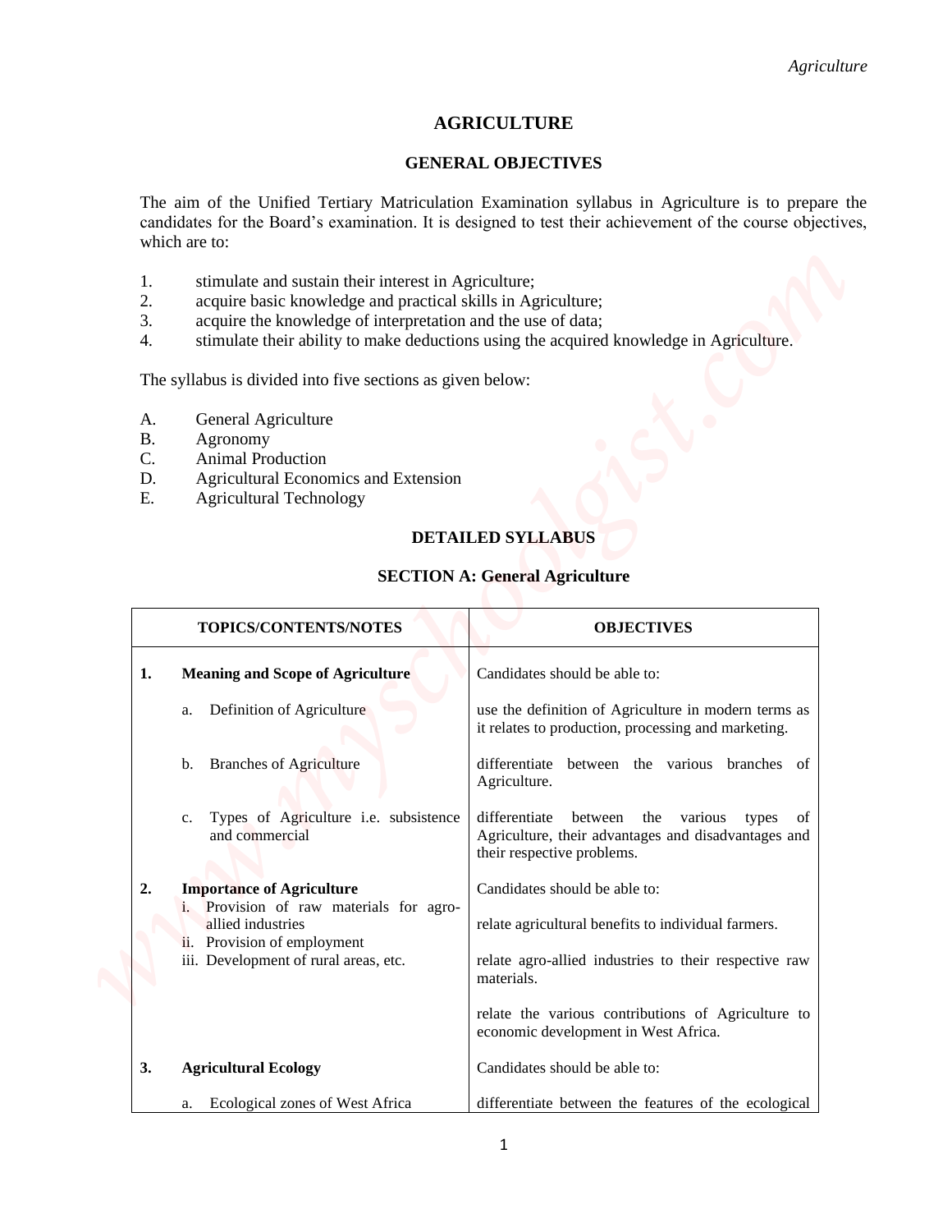# AGRICULTURE

## GENERAL OBJECTIVES

The aim of the Unified Tertiary Matriculation Examination syllabus in Agriculture is to prepare the candidates for the Board's examination. It is designed to test their achievement of the course objectives, which are to:

1. stimulate and sustain their interest in Agriculture;
2. acquire basic knowledge and practical skills in Agriculture;
3. acquire the knowledge of interpretation and the use of data;
4. stimulate their ability to make deductions using the acquired knowledge in Agriculture.

The syllabus is divided into five sections as given below:

A. General Agriculture
B. Agronomy
C. Animal Production
D. Agricultural Economics and Extension
E. Agricultural Technology

## DETAILED SYLLABUS

### SECTION A: General Agriculture

| TOPICS/CONTENTS/NOTES | OBJECTIVES |
|---|---|
| **1. Meaning and Scope of Agriculture** | Candidates should be able to: |
| a. Definition of Agriculture | use the definition of Agriculture in modern terms as it relates to production, processing and marketing. |
| b. Branches of Agriculture | differentiate between the various branches of Agriculture. |
| c. Types of Agriculture i.e. subsistence and commercial | differentiate between the various types of Agriculture, their advantages and disadvantages and their respective problems. |
| **2. Importance of Agriculture**<br>i. Provision of raw materials for agro-allied industries<br>ii. Provision of employment<br>iii. Development of rural areas, etc. | Candidates should be able to:<br><br>relate agricultural benefits to individual farmers.<br><br>relate agro-allied industries to their respective raw materials.<br><br>relate the various contributions of Agriculture to economic development in West Africa. |
| **3. Agricultural Ecology** | Candidates should be able to: |
| a. Ecological zones of West Africa | differentiate between the features of the ecological |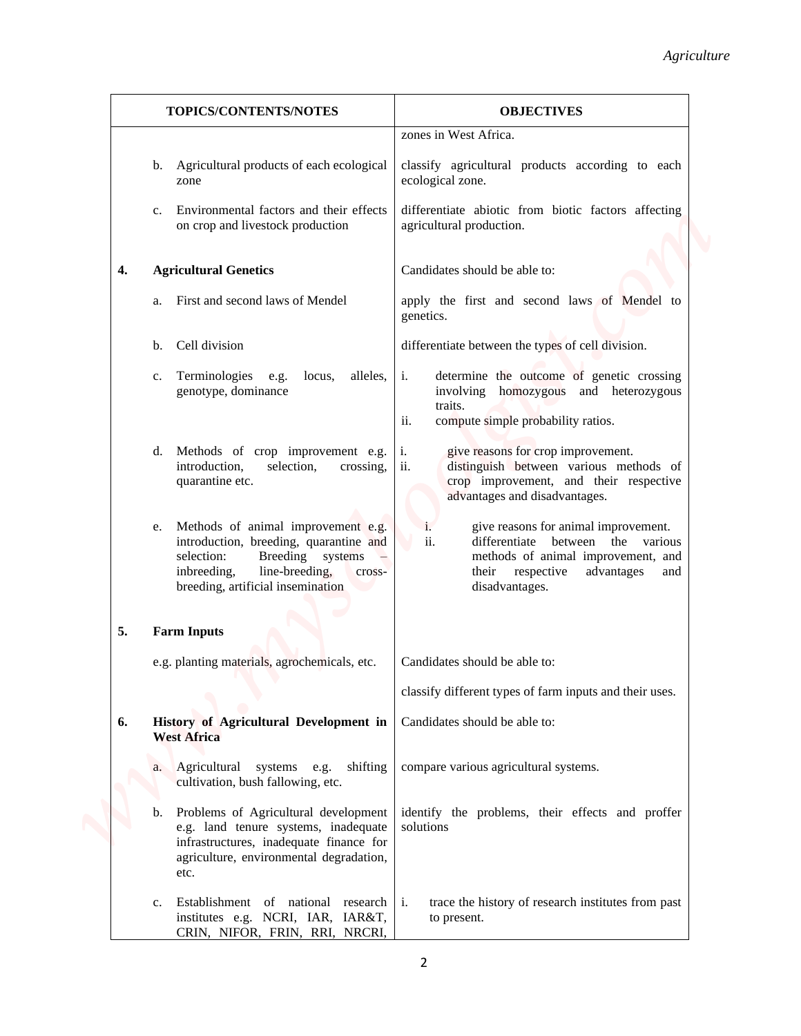| TOPICS/CONTENTS/NOTES | OBJECTIVES |
| --- | --- |
| | zones in West Africa. |
| b. Agricultural products of each ecological zone | classify agricultural products according to each ecological zone. |
| c. Environmental factors and their effects on crop and livestock production | differentiate abiotic from biotic factors affecting agricultural production. |
| **4. Agricultural Genetics** | Candidates should be able to: |
| a. First and second laws of Mendel | apply the first and second laws of Mendel to genetics. |
| b. Cell division | differentiate between the types of cell division. |
| c. Terminologies e.g. locus, alleles, genotype, dominance | i. determine the outcome of genetic crossing involving homozygous and heterozygous traits.<br>ii. compute simple probability ratios. |
| d. Methods of crop improvement e.g. introduction, selection, crossing, quarantine etc. | i. give reasons for crop improvement.<br>ii. distinguish between various methods of crop improvement, and their respective advantages and disadvantages. |
| e. Methods of animal improvement e.g. introduction, breeding, quarantine and selection: Breeding systems – inbreeding, line-breeding, cross-breeding, artificial insemination | i. give reasons for animal improvement.<br>ii. differentiate between the various methods of animal improvement, and their respective advantages and disadvantages. |
| **5. Farm Inputs** | |
| e.g. planting materials, agrochemicals, etc. | Candidates should be able to:<br><br>classify different types of farm inputs and their uses. |
| **6. History of Agricultural Development in West Africa** | Candidates should be able to: |
| a. Agricultural systems e.g. shifting cultivation, bush fallowing, etc. | compare various agricultural systems. |
| b. Problems of Agricultural development e.g. land tenure systems, inadequate infrastructures, inadequate finance for agriculture, environmental degradation, etc. | identify the problems, their effects and proffer solutions |
| c. Establishment of national research institutes e.g. NCRI, IAR, IAR&T, CRIN, NIFOR, FRIN, RRI, NRCRI, | i. trace the history of research institutes from past to present. |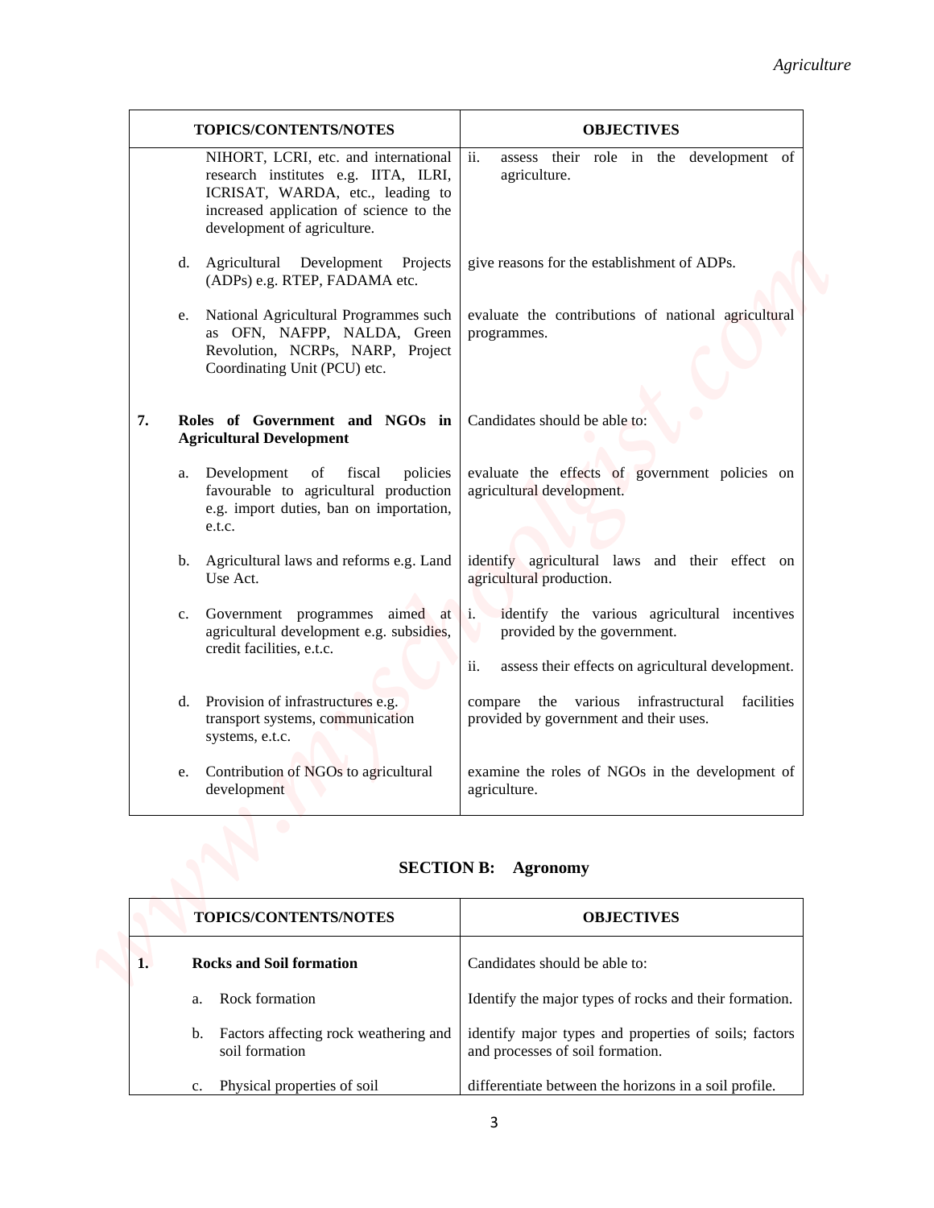| TOPICS/CONTENTS/NOTES | OBJECTIVES |
| --- | --- |
| NIHORT, LCRI, etc. and international research institutes e.g. IITA, ILRI, ICRISAT, WARDA, etc., leading to increased application of science to the development of agriculture. | ii. assess their role in the development of agriculture. |
| d. Agricultural Development Projects (ADPs) e.g. RTEP, FADAMA etc. | give reasons for the establishment of ADPs. |
| e. National Agricultural Programmes such as OFN, NAFPP, NALDA, Green Revolution, NCRPs, NARP, Project Coordinating Unit (PCU) etc. | evaluate the contributions of national agricultural programmes. |
| **7. Roles of Government and NGOs in Agricultural Development** | Candidates should be able to: |
| a. Development of fiscal policies favourable to agricultural production e.g. import duties, ban on importation, e.t.c. | evaluate the effects of government policies on agricultural development. |
| b. Agricultural laws and reforms e.g. Land Use Act. | identify agricultural laws and their effect on agricultural production. |
| c. Government programmes aimed at agricultural development e.g. subsidies, credit facilities, e.t.c. | i. identify the various agricultural incentives provided by the government.<br>ii. assess their effects on agricultural development. |
| d. Provision of infrastructures e.g. transport systems, communication systems, e.t.c. | compare the various infrastructural facilities provided by government and their uses. |
| e. Contribution of NGOs to agricultural development | examine the roles of NGOs in the development of agriculture. |

## SECTION B: Agronomy

| TOPICS/CONTENTS/NOTES | OBJECTIVES |
| --- | --- |
| **1. Rocks and Soil formation** | Candidates should be able to: |
| a. Rock formation | Identify the major types of rocks and their formation. |
| b. Factors affecting rock weathering and soil formation | identify major types and properties of soils; factors and processes of soil formation. |
| c. Physical properties of soil | differentiate between the horizons in a soil profile. |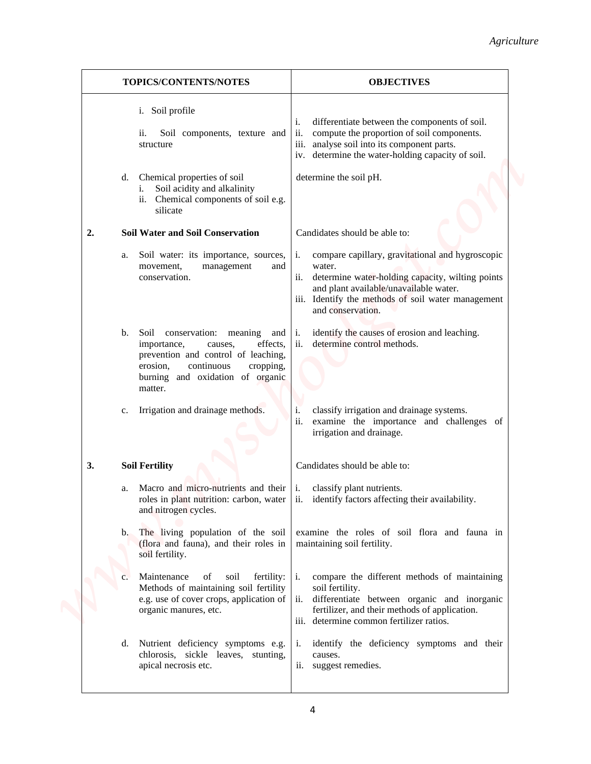| TOPICS/CONTENTS/NOTES | OBJECTIVES |
|---|---|
| i. Soil profile<br><br>ii. Soil components, texture and structure | i. differentiate between the components of soil.<br>ii. compute the proportion of soil components.<br>iii. analyse soil into its component parts.<br>iv. determine the water-holding capacity of soil. |
| d. Chemical properties of soil<br>i. Soil acidity and alkalinity<br>ii. Chemical components of soil e.g. silicate | determine the soil pH. |
| **2. Soil Water and Soil Conservation** | Candidates should be able to: |
| a. Soil water: its importance, sources, movement, management and conservation. | i. compare capillary, gravitational and hygroscopic water.<br>ii. determine water-holding capacity, wilting points and plant available/unavailable water.<br>iii. Identify the methods of soil water management and conservation. |
| b. Soil conservation: meaning and importance, causes, effects, prevention and control of leaching, erosion, continuous cropping, burning and oxidation of organic matter. | i. identify the causes of erosion and leaching.<br>ii. determine control methods. |
| c. Irrigation and drainage methods. | i. classify irrigation and drainage systems.<br>ii. examine the importance and challenges of irrigation and drainage. |
| **3. Soil Fertility** | Candidates should be able to: |
| a. Macro and micro-nutrients and their roles in plant nutrition: carbon, water and nitrogen cycles. | i. classify plant nutrients.<br>ii. identify factors affecting their availability. |
| b. The living population of the soil (flora and fauna), and their roles in soil fertility. | examine the roles of soil flora and fauna in maintaining soil fertility. |
| c. Maintenance of soil fertility: Methods of maintaining soil fertility e.g. use of cover crops, application of organic manures, etc. | i. compare the different methods of maintaining soil fertility.<br>ii. differentiate between organic and inorganic fertilizer, and their methods of application.<br>iii. determine common fertilizer ratios. |
| d. Nutrient deficiency symptoms e.g. chlorosis, sickle leaves, stunting, apical necrosis etc. | i. identify the deficiency symptoms and their causes.<br>ii. suggest remedies. |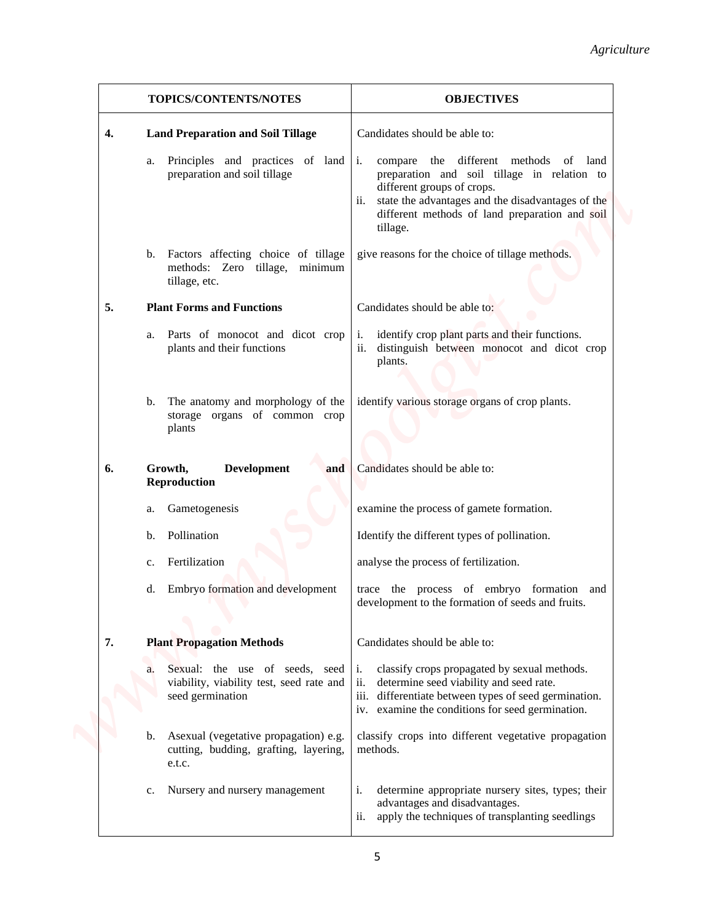| TOPICS/CONTENTS/NOTES | OBJECTIVES |
|---|---|
| **4. Land Preparation and Soil Tillage** | Candidates should be able to: |
| a. Principles and practices of land preparation and soil tillage | i. compare the different methods of land preparation and soil tillage in relation to different groups of crops.<br>ii. state the advantages and the disadvantages of the different methods of land preparation and soil tillage. |
| b. Factors affecting choice of tillage methods: Zero tillage, minimum tillage, etc. | give reasons for the choice of tillage methods. |
| **5. Plant Forms and Functions** | Candidates should be able to: |
| a. Parts of monocot and dicot crop plants and their functions | i. identify crop plant parts and their functions.<br>ii. distinguish between monocot and dicot crop plants. |
| b. The anatomy and morphology of the storage organs of common crop plants | identify various storage organs of crop plants. |
| **6. Growth, Development and Reproduction** | Candidates should be able to: |
| a. Gametogenesis | examine the process of gamete formation. |
| b. Pollination | Identify the different types of pollination. |
| c. Fertilization | analyse the process of fertilization. |
| d. Embryo formation and development | trace the process of embryo formation and development to the formation of seeds and fruits. |
| **7. Plant Propagation Methods** | Candidates should be able to: |
| a. Sexual: the use of seeds, seed viability, viability test, seed rate and seed germination | i. classify crops propagated by sexual methods.<br>ii. determine seed viability and seed rate.<br>iii. differentiate between types of seed germination.<br>iv. examine the conditions for seed germination. |
| b. Asexual (vegetative propagation) e.g. cutting, budding, grafting, layering, e.t.c. | classify crops into different vegetative propagation methods. |
| c. Nursery and nursery management | i. determine appropriate nursery sites, types; their advantages and disadvantages.<br>ii. apply the techniques of transplanting seedlings |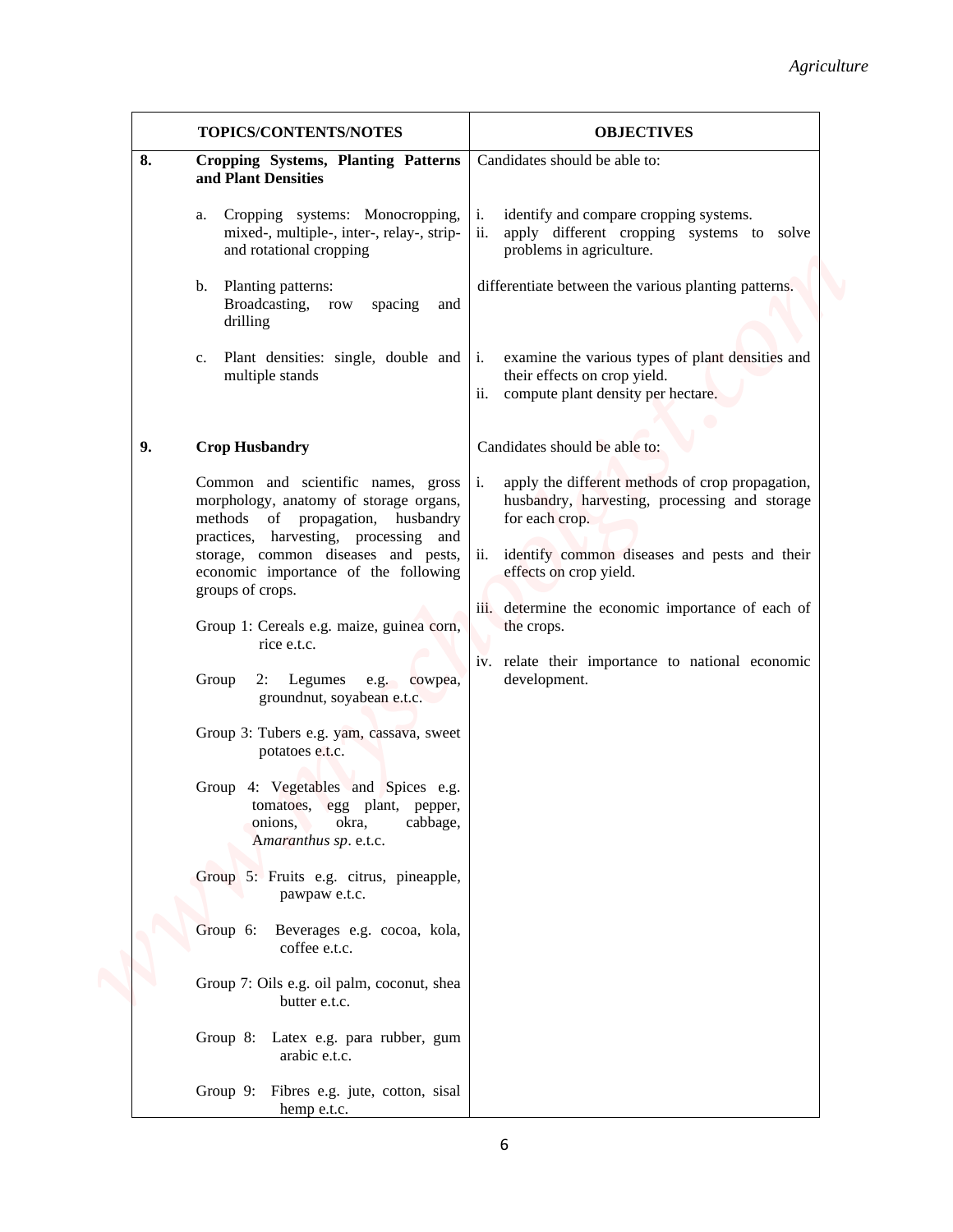| TOPICS/CONTENTS/NOTES | OBJECTIVES |
|---|---|
| **8. Cropping Systems, Planting Patterns and Plant Densities** | Candidates should be able to: |
| a. Cropping systems: Monocropping, mixed-, multiple-, inter-, relay-, strip- and rotational cropping | i. identify and compare cropping systems.<br>ii. apply different cropping systems to solve problems in agriculture. |
| b. Planting patterns: Broadcasting, row spacing and drilling | differentiate between the various planting patterns. |
| c. Plant densities: single, double and multiple stands | i. examine the various types of plant densities and their effects on crop yield.<br>ii. compute plant density per hectare. |
| **9. Crop Husbandry** | Candidates should be able to: |
| Common and scientific names, gross morphology, anatomy of storage organs, methods of propagation, husbandry practices, harvesting, processing and storage, common diseases and pests, economic importance of the following groups of crops.<br><br>Group 1: Cereals e.g. maize, guinea corn, rice e.t.c.<br><br>Group 2: Legumes e.g. cowpea, groundnut, soyabean e.t.c.<br><br>Group 3: Tubers e.g. yam, cassava, sweet potatoes e.t.c.<br><br>Group 4: Vegetables and Spices e.g. tomatoes, egg plant, pepper, onions, okra, cabbage, A*maranthus sp*. e.t.c.<br><br>Group 5: Fruits e.g. citrus, pineapple, pawpaw e.t.c.<br><br>Group 6: Beverages e.g. cocoa, kola, coffee e.t.c.<br><br>Group 7: Oils e.g. oil palm, coconut, shea butter e.t.c.<br><br>Group 8: Latex e.g. para rubber, gum arabic e.t.c.<br><br>Group 9: Fibres e.g. jute, cotton, sisal hemp e.t.c. | i. apply the different methods of crop propagation, husbandry, harvesting, processing and storage for each crop.<br><br>ii. identify common diseases and pests and their effects on crop yield.<br><br>iii. determine the economic importance of each of the crops.<br><br>iv. relate their importance to national economic development. |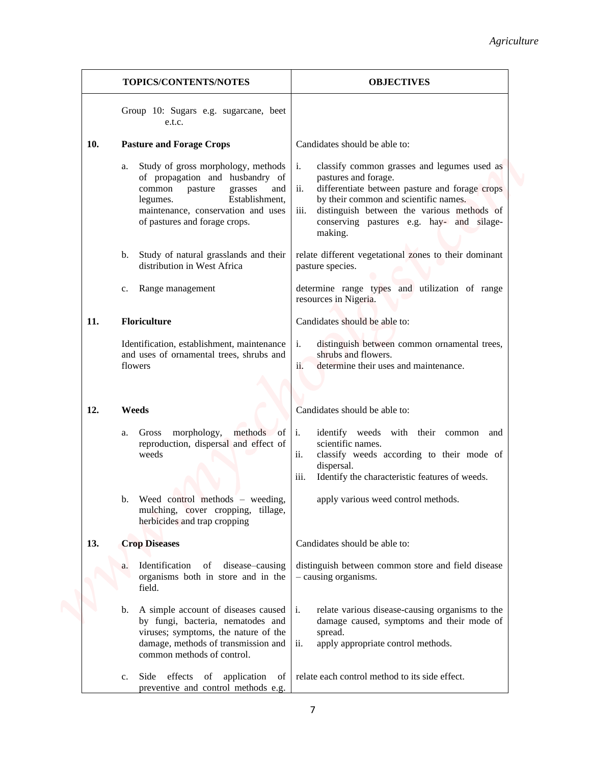| | TOPICS/CONTENTS/NOTES | OBJECTIVES |
|---|---|---|
| | Group 10: Sugars e.g. sugarcane, beet e.t.c. | |
| **10.** | **Pasture and Forage Crops** | Candidates should be able to: |
| | a. Study of gross morphology, methods of propagation and husbandry of common pasture grasses and legumes. Establishment, maintenance, conservation and uses of pastures and forage crops. | i. classify common grasses and legumes used as pastures and forage.<br>ii. differentiate between pasture and forage crops by their common and scientific names.<br>iii. distinguish between the various methods of conserving pastures e.g. hay- and silage-making. |
| | b. Study of natural grasslands and their distribution in West Africa | relate different vegetational zones to their dominant pasture species. |
| | c. Range management | determine range types and utilization of range resources in Nigeria. |
| **11.** | **Floriculture** | Candidates should be able to: |
| | Identification, establishment, maintenance and uses of ornamental trees, shrubs and flowers | i. distinguish between common ornamental trees, shrubs and flowers.<br>ii. determine their uses and maintenance. |
| **12.** | **Weeds** | Candidates should be able to: |
| | a. Gross morphology, methods of reproduction, dispersal and effect of weeds | i. identify weeds with their common and scientific names.<br>ii. classify weeds according to their mode of dispersal.<br>iii. Identify the characteristic features of weeds. |
| | b. Weed control methods – weeding, mulching, cover cropping, tillage, herbicides and trap cropping | apply various weed control methods. |
| **13.** | **Crop Diseases** | Candidates should be able to: |
| | a. Identification of disease–causing organisms both in store and in the field. | distinguish between common store and field disease – causing organisms. |
| | b. A simple account of diseases caused by fungi, bacteria, nematodes and viruses; symptoms, the nature of the damage, methods of transmission and common methods of control. | i. relate various disease-causing organisms to the damage caused, symptoms and their mode of spread.<br>ii. apply appropriate control methods. |
| | c. Side effects of application of preventive and control methods e.g. | relate each control method to its side effect. |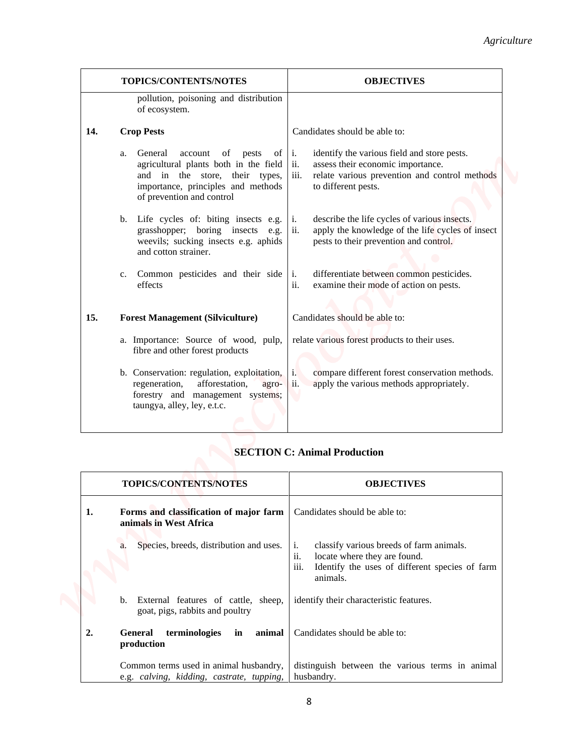| TOPICS/CONTENTS/NOTES | OBJECTIVES |
|---|---|
| pollution, poisoning and distribution of ecosystem. | |
| **14. Crop Pests** | Candidates should be able to: |
| a. General account of pests of agricultural plants both in the field and in the store, their types, importance, principles and methods of prevention and control | i. identify the various field and store pests.<br>ii. assess their economic importance.<br>iii. relate various prevention and control methods to different pests. |
| b. Life cycles of: biting insects e.g. grasshopper; boring insects e.g. weevils; sucking insects e.g. aphids and cotton strainer. | i. describe the life cycles of various insects.<br>ii. apply the knowledge of the life cycles of insect pests to their prevention and control. |
| c. Common pesticides and their side effects | i. differentiate between common pesticides.<br>ii. examine their mode of action on pests. |
| **15. Forest Management (Silviculture)** | Candidates should be able to: |
| a. Importance: Source of wood, pulp, fibre and other forest products | relate various forest products to their uses. |
| b. Conservation: regulation, exploitation, regeneration, afforestation, agro-forestry and management systems; taungya, alley, ley, e.t.c. | i. compare different forest conservation methods.<br>ii. apply the various methods appropriately. |

## SECTION C: Animal Production

| TOPICS/CONTENTS/NOTES | OBJECTIVES |
|---|---|
| **1. Forms and classification of major farm animals in West Africa** | Candidates should be able to: |
| a. Species, breeds, distribution and uses. | i. classify various breeds of farm animals.<br>ii. locate where they are found.<br>iii. Identify the uses of different species of farm animals. |
| b. External features of cattle, sheep, goat, pigs, rabbits and poultry | identify their characteristic features. |
| **2. General terminologies in animal production** | Candidates should be able to: |
| Common terms used in animal husbandry, e.g. *calving, kidding, castrate, tupping,* | distinguish between the various terms in animal husbandry. |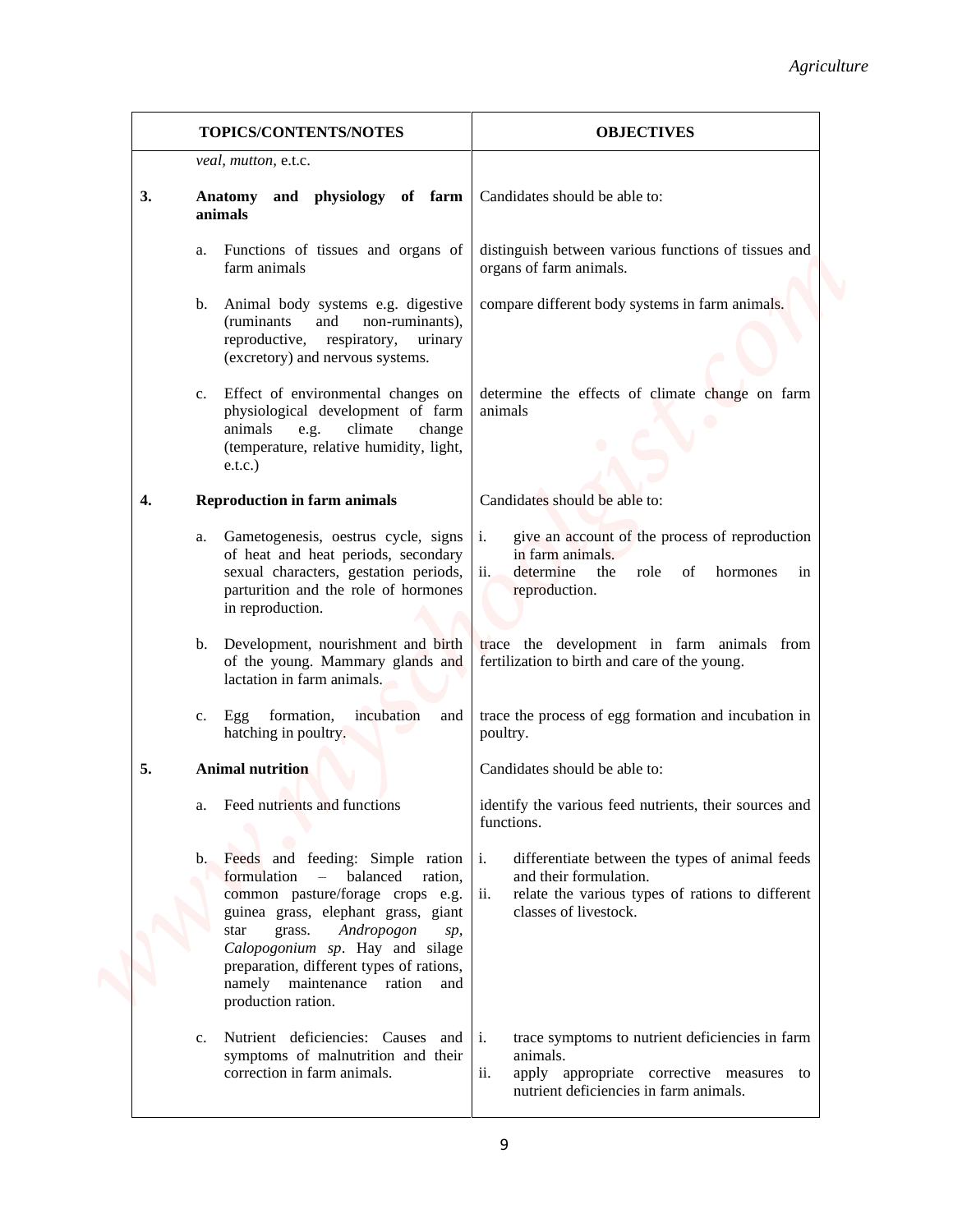| TOPICS/CONTENTS/NOTES | OBJECTIVES |
|---|---|
| *veal, mutton,* e.t.c. | |
| **3. Anatomy and physiology of farm animals** | Candidates should be able to: |
| a. Functions of tissues and organs of farm animals | distinguish between various functions of tissues and organs of farm animals. |
| b. Animal body systems e.g. digestive (ruminants and non-ruminants), reproductive, respiratory, urinary (excretory) and nervous systems. | compare different body systems in farm animals. |
| c. Effect of environmental changes on physiological development of farm animals e.g. climate change (temperature, relative humidity, light, e.t.c.) | determine the effects of climate change on farm animals |
| **4. Reproduction in farm animals** | Candidates should be able to: |
| a. Gametogenesis, oestrus cycle, signs of heat and heat periods, secondary sexual characters, gestation periods, parturition and the role of hormones in reproduction. | i. give an account of the process of reproduction in farm animals.<br>ii. determine the role of hormones in reproduction. |
| b. Development, nourishment and birth of the young. Mammary glands and lactation in farm animals. | trace the development in farm animals from fertilization to birth and care of the young. |
| c. Egg formation, incubation and hatching in poultry. | trace the process of egg formation and incubation in poultry. |
| **5. Animal nutrition** | Candidates should be able to: |
| a. Feed nutrients and functions | identify the various feed nutrients, their sources and functions. |
| b. Feeds and feeding: Simple ration formulation – balanced ration, common pasture/forage crops e.g. guinea grass, elephant grass, giant star grass. *Andropogon sp*, *Calopogonium sp*. Hay and silage preparation, different types of rations, namely maintenance ration and production ration. | i. differentiate between the types of animal feeds and their formulation.<br>ii. relate the various types of rations to different classes of livestock. |
| c. Nutrient deficiencies: Causes and symptoms of malnutrition and their correction in farm animals. | i. trace symptoms to nutrient deficiencies in farm animals.<br>ii. apply appropriate corrective measures to nutrient deficiencies in farm animals. |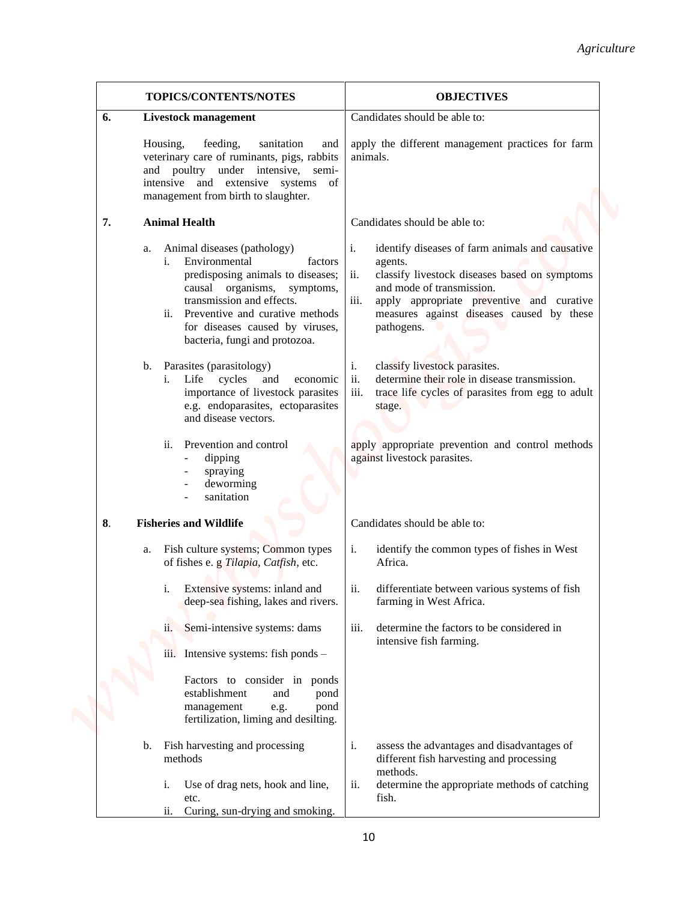| TOPICS/CONTENTS/NOTES | OBJECTIVES |
|---|---|
| **6. Livestock management** | Candidates should be able to: |
| Housing, feeding, sanitation and veterinary care of ruminants, pigs, rabbits and poultry under intensive, semi-intensive and extensive systems of management from birth to slaughter. | apply the different management practices for farm animals. |
| **7. Animal Health** | Candidates should be able to: |
| a. Animal diseases (pathology)<br>i. Environmental factors predisposing animals to diseases; causal organisms, symptoms, transmission and effects.<br>ii. Preventive and curative methods for diseases caused by viruses, bacteria, fungi and protozoa. | i. identify diseases of farm animals and causative agents.<br>ii. classify livestock diseases based on symptoms and mode of transmission.<br>iii. apply appropriate preventive and curative measures against diseases caused by these pathogens. |
| b. Parasites (parasitology)<br>i. Life cycles and economic importance of livestock parasites e.g. endoparasites, ectoparasites and disease vectors. | i. classify livestock parasites.<br>ii. determine their role in disease transmission.<br>iii. trace life cycles of parasites from egg to adult stage. |
| ii. Prevention and control<br>- dipping<br>- spraying<br>- deworming<br>- sanitation | apply appropriate prevention and control methods against livestock parasites. |
| **8. Fisheries and Wildlife** | Candidates should be able to: |
| a. Fish culture systems; Common types of fishes e. g *Tilapia, Catfish*, etc.<br>i. Extensive systems: inland and deep-sea fishing, lakes and rivers.<br>ii. Semi-intensive systems: dams<br>iii. Intensive systems: fish ponds –<br>Factors to consider in ponds establishment and pond management e.g. pond fertilization, liming and desilting. | i. identify the common types of fishes in West Africa.<br>ii. differentiate between various systems of fish farming in West Africa.<br>iii. determine the factors to be considered in intensive fish farming. |
| b. Fish harvesting and processing methods<br>i. Use of drag nets, hook and line, etc.<br>ii. Curing, sun-drying and smoking. | i. assess the advantages and disadvantages of different fish harvesting and processing methods.<br>ii. determine the appropriate methods of catching fish. |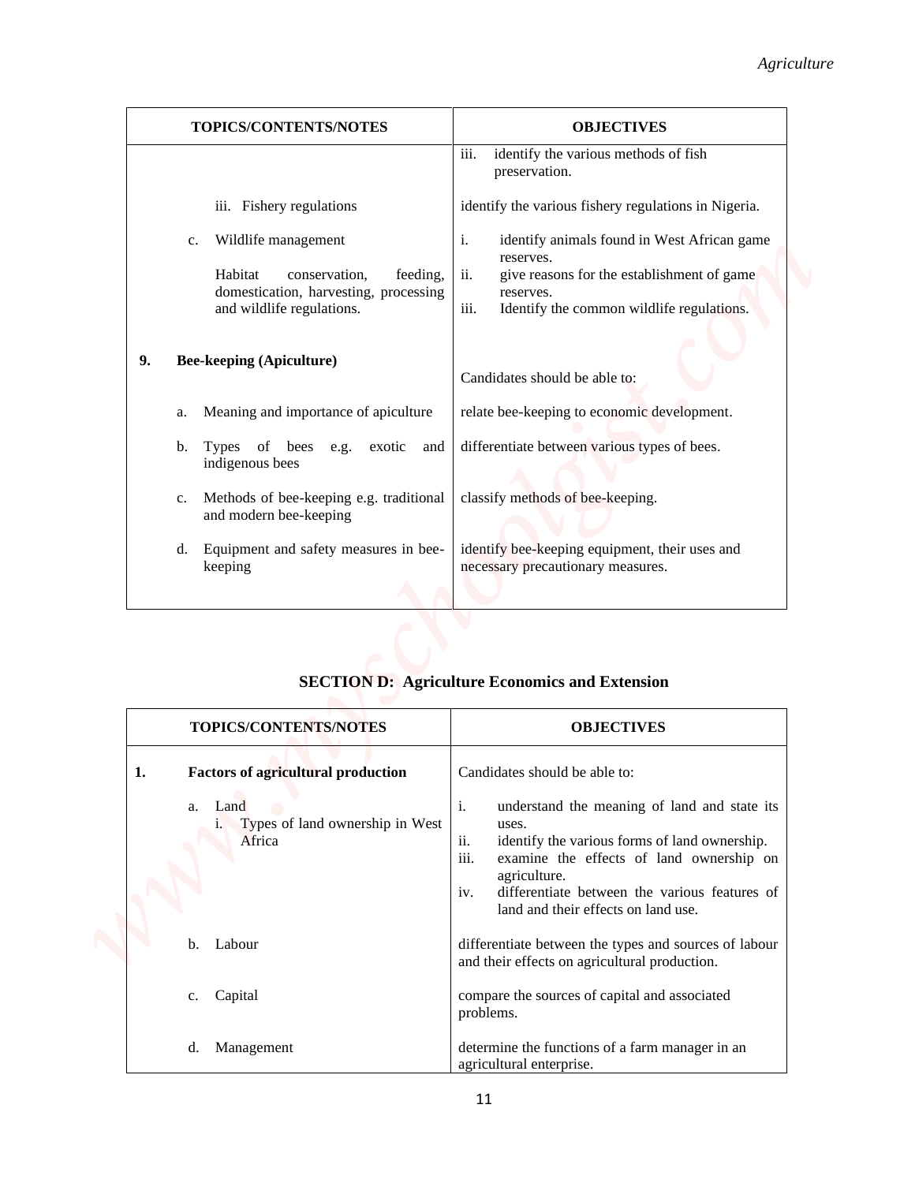| TOPICS/CONTENTS/NOTES | OBJECTIVES |
|---|---|
| | iii. identify the various methods of fish preservation. |
| iii. Fishery regulations | identify the various fishery regulations in Nigeria. |
| c. Wildlife management<br><br>Habitat conservation, feeding, domestication, harvesting, processing and wildlife regulations. | i. identify animals found in West African game reserves.<br>ii. give reasons for the establishment of game reserves.<br>iii. Identify the common wildlife regulations. |
| **9. Bee-keeping (Apiculture)** | Candidates should be able to: |
| a. Meaning and importance of apiculture | relate bee-keeping to economic development. |
| b. Types of bees e.g. exotic and indigenous bees | differentiate between various types of bees. |
| c. Methods of bee-keeping e.g. traditional and modern bee-keeping | classify methods of bee-keeping. |
| d. Equipment and safety measures in bee-keeping | identify bee-keeping equipment, their uses and necessary precautionary measures. |

## SECTION D: Agriculture Economics and Extension

| TOPICS/CONTENTS/NOTES | OBJECTIVES |
|---|---|
| **1. Factors of agricultural production** | Candidates should be able to: |
| a. Land<br>i. Types of land ownership in West Africa | i. understand the meaning of land and state its uses.<br>ii. identify the various forms of land ownership.<br>iii. examine the effects of land ownership on agriculture.<br>iv. differentiate between the various features of land and their effects on land use. |
| b. Labour | differentiate between the types and sources of labour and their effects on agricultural production. |
| c. Capital | compare the sources of capital and associated problems. |
| d. Management | determine the functions of a farm manager in an agricultural enterprise. |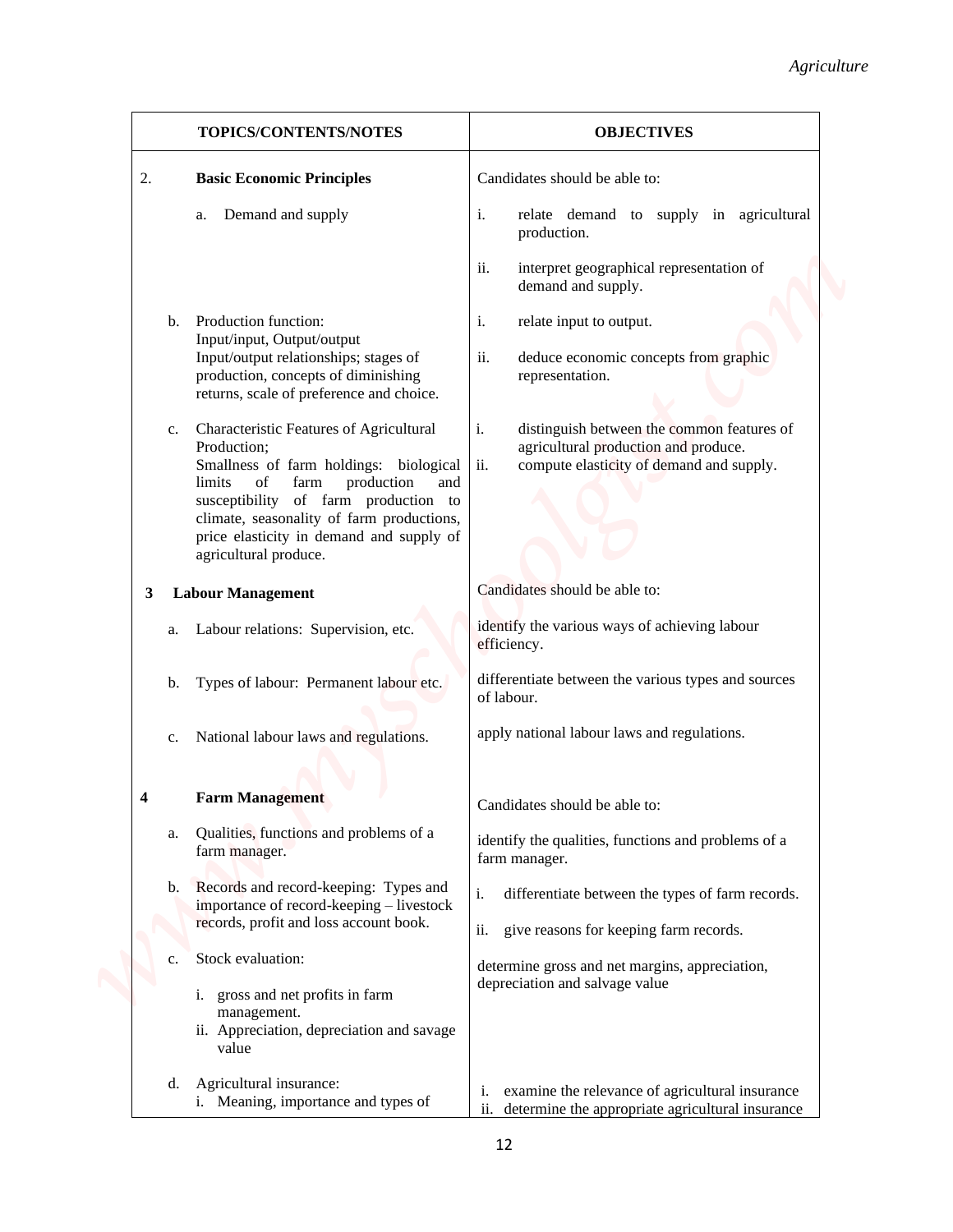| TOPICS/CONTENTS/NOTES | OBJECTIVES |
|---|---|
| 2. **Basic Economic Principles** | Candidates should be able to: |
| a. Demand and supply | i. relate demand to supply in agricultural production.<br>ii. interpret geographical representation of demand and supply. |
| b. Production function:<br>Input/input, Output/output<br>Input/output relationships; stages of production, concepts of diminishing returns, scale of preference and choice. | i. relate input to output.<br>ii. deduce economic concepts from graphic representation. |
| c. Characteristic Features of Agricultural Production;<br>Smallness of farm holdings: biological limits of farm production and susceptibility of farm production to climate, seasonality of farm productions, price elasticity in demand and supply of agricultural produce. | i. distinguish between the common features of agricultural production and produce.<br>ii. compute elasticity of demand and supply. |
| 3 **Labour Management** | Candidates should be able to: |
| a. Labour relations: Supervision, etc. | identify the various ways of achieving labour efficiency. |
| b. Types of labour: Permanent labour etc. | differentiate between the various types and sources of labour. |
| c. National labour laws and regulations. | apply national labour laws and regulations. |
| 4 **Farm Management** | Candidates should be able to: |
| a. Qualities, functions and problems of a farm manager. | identify the qualities, functions and problems of a farm manager. |
| b. Records and record-keeping: Types and importance of record-keeping – livestock records, profit and loss account book. | i. differentiate between the types of farm records.<br>ii. give reasons for keeping farm records. |
| c. Stock evaluation:<br>i. gross and net profits in farm management.<br>ii. Appreciation, depreciation and savage value | determine gross and net margins, appreciation, depreciation and salvage value |
| d. Agricultural insurance:<br>i. Meaning, importance and types of | i. examine the relevance of agricultural insurance<br>ii. determine the appropriate agricultural insurance |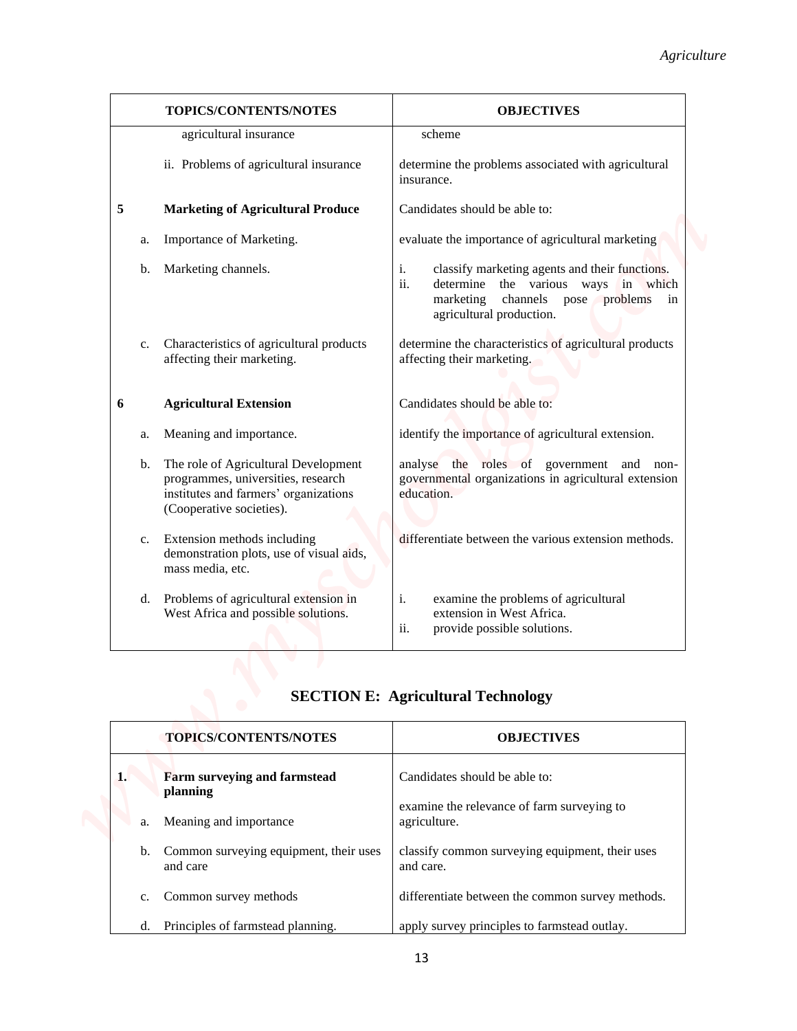| | | TOPICS/CONTENTS/NOTES | OBJECTIVES |
|---|---|---|---|
| | | agricultural insurance | scheme |
| | | ii. Problems of agricultural insurance | determine the problems associated with agricultural insurance. |
| 5 | | **Marketing of Agricultural Produce** | Candidates should be able to: |
| | a. | Importance of Marketing. | evaluate the importance of agricultural marketing |
| | b. | Marketing channels. | i. classify marketing agents and their functions.<br>ii. determine the various ways in which marketing channels pose problems in agricultural production. |
| | c. | Characteristics of agricultural products affecting their marketing. | determine the characteristics of agricultural products affecting their marketing. |
| 6 | | **Agricultural Extension** | Candidates should be able to: |
| | a. | Meaning and importance. | identify the importance of agricultural extension. |
| | b. | The role of Agricultural Development programmes, universities, research institutes and farmers' organizations (Cooperative societies). | analyse the roles of government and non-governmental organizations in agricultural extension education. |
| | c. | Extension methods including demonstration plots, use of visual aids, mass media, etc. | differentiate between the various extension methods. |
| | d. | Problems of agricultural extension in West Africa and possible solutions. | i. examine the problems of agricultural extension in West Africa.<br>ii. provide possible solutions. |

## SECTION E: Agricultural Technology

| | | TOPICS/CONTENTS/NOTES | OBJECTIVES |
|---|---|---|---|
| 1. | | **Farm surveying and farmstead planning** | Candidates should be able to: |
| | a. | Meaning and importance | examine the relevance of farm surveying to agriculture. |
| | b. | Common surveying equipment, their uses and care | classify common surveying equipment, their uses and care. |
| | c. | Common survey methods | differentiate between the common survey methods. |
| | d. | Principles of farmstead planning. | apply survey principles to farmstead outlay. |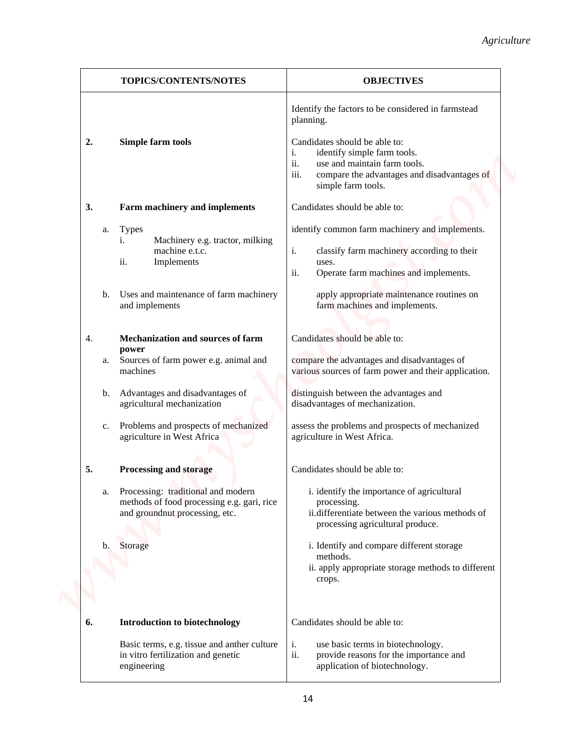| TOPICS/CONTENTS/NOTES | OBJECTIVES |
|---|---|
| | Identify the factors to be considered in farmstead planning. |
| **2. Simple farm tools** | Candidates should be able to:<br>i. identify simple farm tools.<br>ii. use and maintain farm tools.<br>iii. compare the advantages and disadvantages of simple farm tools. |
| **3. Farm machinery and implements** | Candidates should be able to: |
| a. Types<br>i. Machinery e.g. tractor, milking machine e.t.c.<br>ii. Implements | identify common farm machinery and implements.<br>i. classify farm machinery according to their uses.<br>ii. Operate farm machines and implements. |
| b. Uses and maintenance of farm machinery and implements | apply appropriate maintenance routines on farm machines and implements. |
| **4. Mechanization and sources of farm power** | Candidates should be able to: |
| a. Sources of farm power e.g. animal and machines | compare the advantages and disadvantages of various sources of farm power and their application. |
| b. Advantages and disadvantages of agricultural mechanization | distinguish between the advantages and disadvantages of mechanization. |
| c. Problems and prospects of mechanized agriculture in West Africa | assess the problems and prospects of mechanized agriculture in West Africa. |
| **5. Processing and storage** | Candidates should be able to: |
| a. Processing: traditional and modern methods of food processing e.g. gari, rice and groundnut processing, etc. | i. identify the importance of agricultural processing.<br>ii. differentiate between the various methods of processing agricultural produce. |
| b. Storage | i. Identify and compare different storage methods.<br>ii. apply appropriate storage methods to different crops. |
| **6. Introduction to biotechnology** | Candidates should be able to: |
| Basic terms, e.g. tissue and anther culture in vitro fertilization and genetic engineering | i. use basic terms in biotechnology.<br>ii. provide reasons for the importance and application of biotechnology. |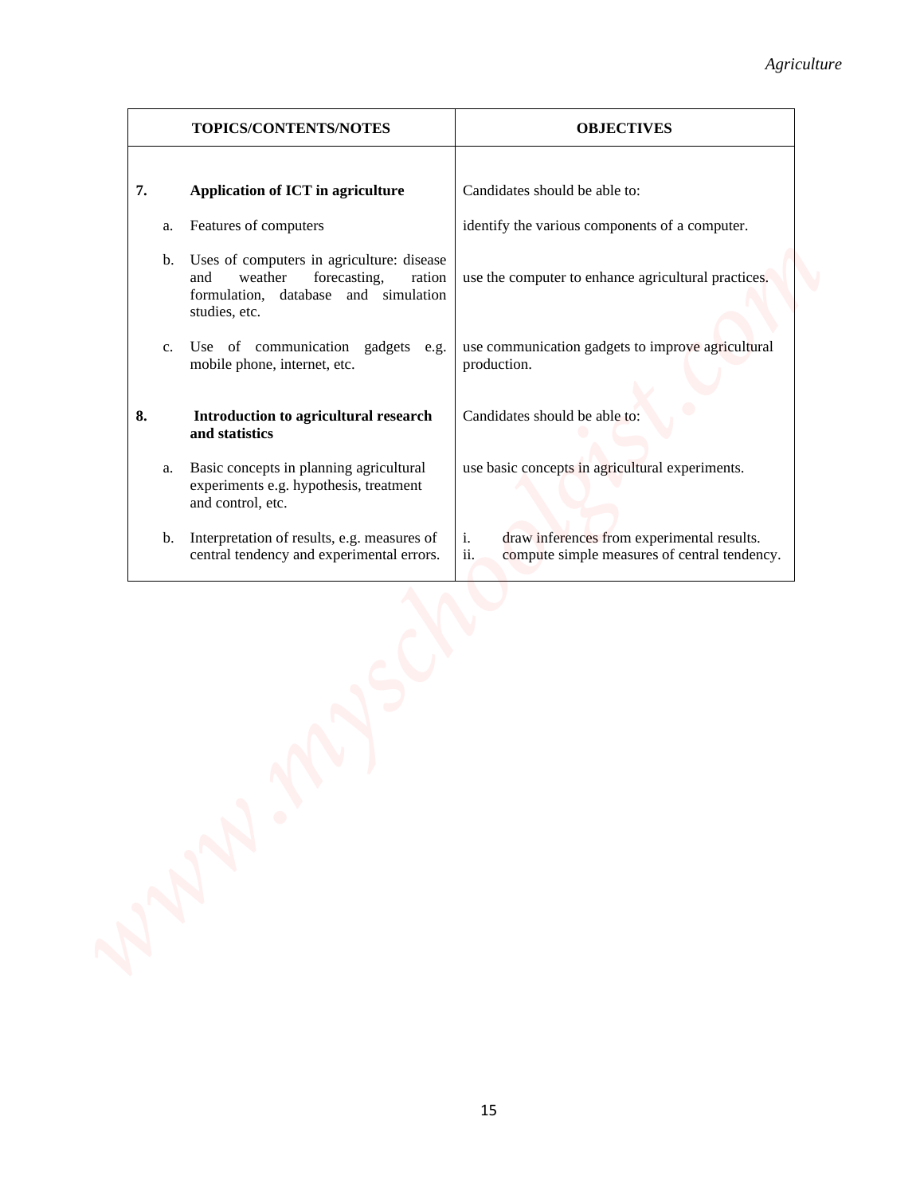| TOPICS/CONTENTS/NOTES | OBJECTIVES |
|---|---|
| **7. Application of ICT in agriculture** | Candidates should be able to: |
| a. Features of computers | identify the various components of a computer. |
| b. Uses of computers in agriculture: disease and weather forecasting, ration formulation, database and simulation studies, etc. | use the computer to enhance agricultural practices. |
| c. Use of communication gadgets e.g. mobile phone, internet, etc. | use communication gadgets to improve agricultural production. |
| **8. Introduction to agricultural research and statistics** | Candidates should be able to: |
| a. Basic concepts in planning agricultural experiments e.g. hypothesis, treatment and control, etc. | use basic concepts in agricultural experiments. |
| b. Interpretation of results, e.g. measures of central tendency and experimental errors. | i. draw inferences from experimental results.<br>ii. compute simple measures of central tendency. |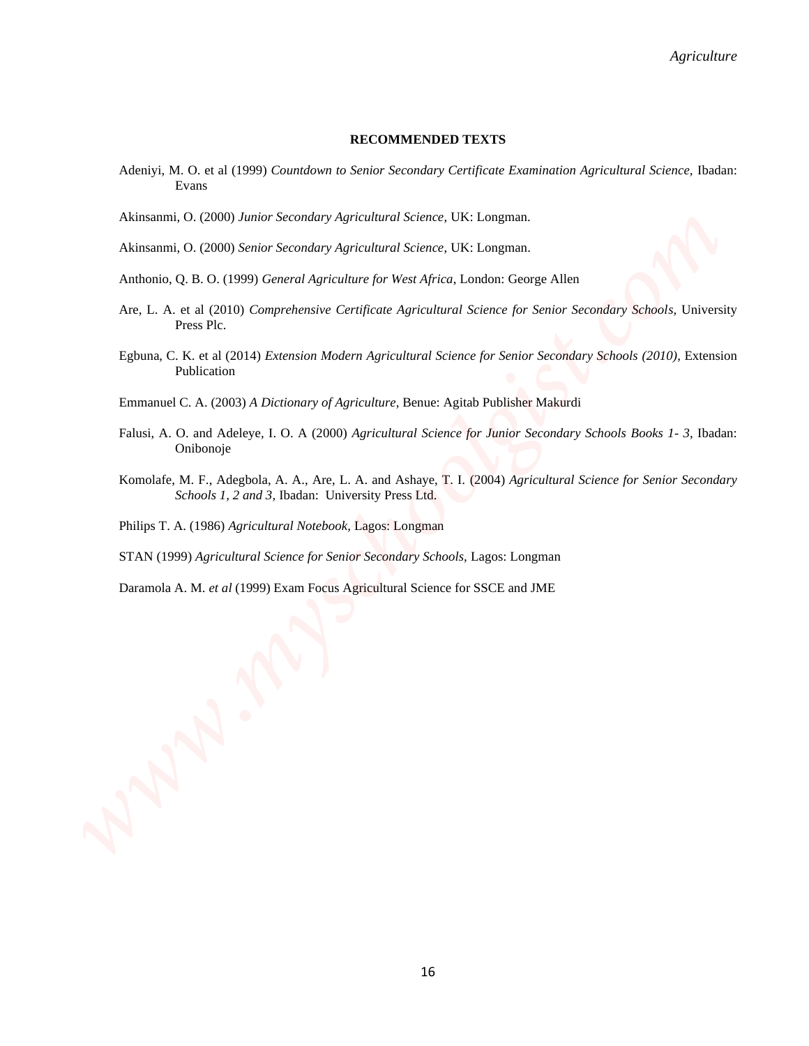## RECOMMENDED TEXTS

Adeniyi, M. O. et al (1999) *Countdown to Senior Secondary Certificate Examination Agricultural Science,* Ibadan: Evans

Akinsanmi, O. (2000) *Junior Secondary Agricultural Science*, UK: Longman.

Akinsanmi, O. (2000) *Senior Secondary Agricultural Science*, UK: Longman.

Anthonio, Q. B. O. (1999) *General Agriculture for West Africa*, London: George Allen

Are, L. A. et al (2010) *Comprehensive Certificate Agricultural Science for Senior Secondary Schools,* University Press Plc.

Egbuna, C. K. et al (2014) *Extension Modern Agricultural Science for Senior Secondary Schools (2010),* Extension Publication

Emmanuel C. A. (2003) *A Dictionary of Agriculture,* Benue: Agitab Publisher Makurdi

Falusi, A. O. and Adeleye, I. O. A (2000) *Agricultural Science for Junior Secondary Schools Books 1- 3*, Ibadan: Onibonoje

Komolafe, M. F., Adegbola, A. A., Are, L. A. and Ashaye, T. I. (2004) *Agricultural Science for Senior Secondary Schools 1, 2 and 3,* Ibadan: University Press Ltd.

Philips T. A. (1986) *Agricultural Notebook,* Lagos: Longman

STAN (1999) *Agricultural Science for Senior Secondary Schools,* Lagos: Longman

Daramola A. M. *et al* (1999) Exam Focus Agricultural Science for SSCE and JME